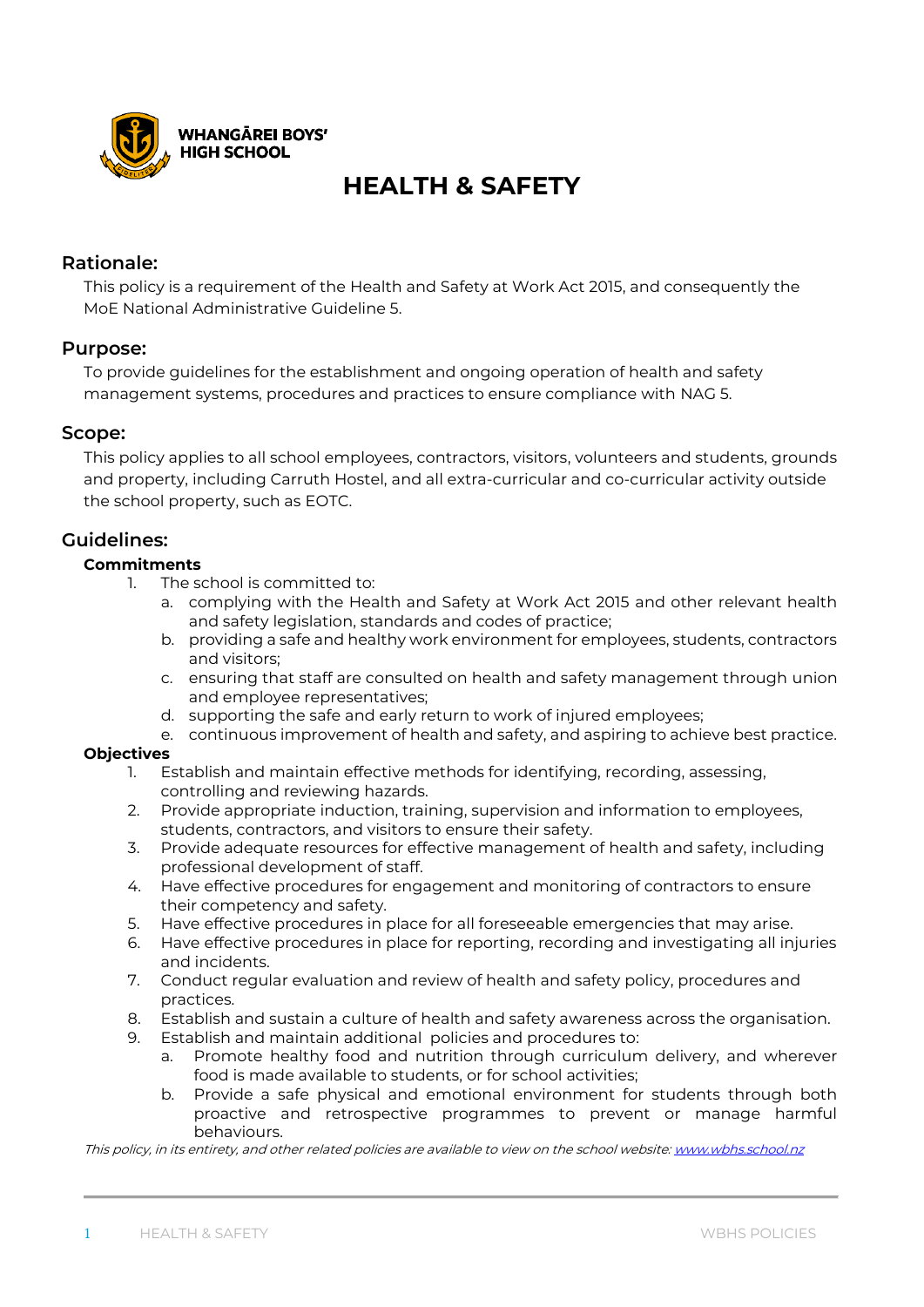WHANGĀREI BOYS' HIGH SCHOOL

# HEALTH & SAFETY

## Rationale:

This policy is a requirement of the Health and Safety at Work Act 2015, and consequently the MoE National Administrative Guideline 5.

## Purpose:

To provide guidelines for the establishment and ongoing operation of health and safety management systems, procedures and practices to ensure compliance with NAG 5.

## Scope:

This policy applies to all school employees, contractors, visitors, volunteers and students, grounds and property, including Carruth Hostel, and all extra-curricular and co-curricular activity outside the school property, such as EOTC.

## Guidelines:

**Commitments**

1. The school is committed to:
   a. complying with the Health and Safety at Work Act 2015 and other relevant health and safety legislation, standards and codes of practice;
   b. providing a safe and healthy work environment for employees, students, contractors and visitors;
   c. ensuring that staff are consulted on health and safety management through union and employee representatives;
   d. supporting the safe and early return to work of injured employees;
   e. continuous improvement of health and safety, and aspiring to achieve best practice.

**Objectives**

1. Establish and maintain effective methods for identifying, recording, assessing, controlling and reviewing hazards.
2. Provide appropriate induction, training, supervision and information to employees, students, contractors, and visitors to ensure their safety.
3. Provide adequate resources for effective management of health and safety, including professional development of staff.
4. Have effective procedures for engagement and monitoring of contractors to ensure their competency and safety.
5. Have effective procedures in place for all foreseeable emergencies that may arise.
6. Have effective procedures in place for reporting, recording and investigating all injuries and incidents.
7. Conduct regular evaluation and review of health and safety policy, procedures and practices.
8. Establish and sustain a culture of health and safety awareness across the organisation.
9. Establish and maintain additional policies and procedures to:
   a. Promote healthy food and nutrition through curriculum delivery, and wherever food is made available to students, or for school activities;
   b. Provide a safe physical and emotional environment for students through both proactive and retrospective programmes to prevent or manage harmful behaviours.

*This policy, in its entirety, and other related policies are available to view on the school website: www.wbhs.school.nz*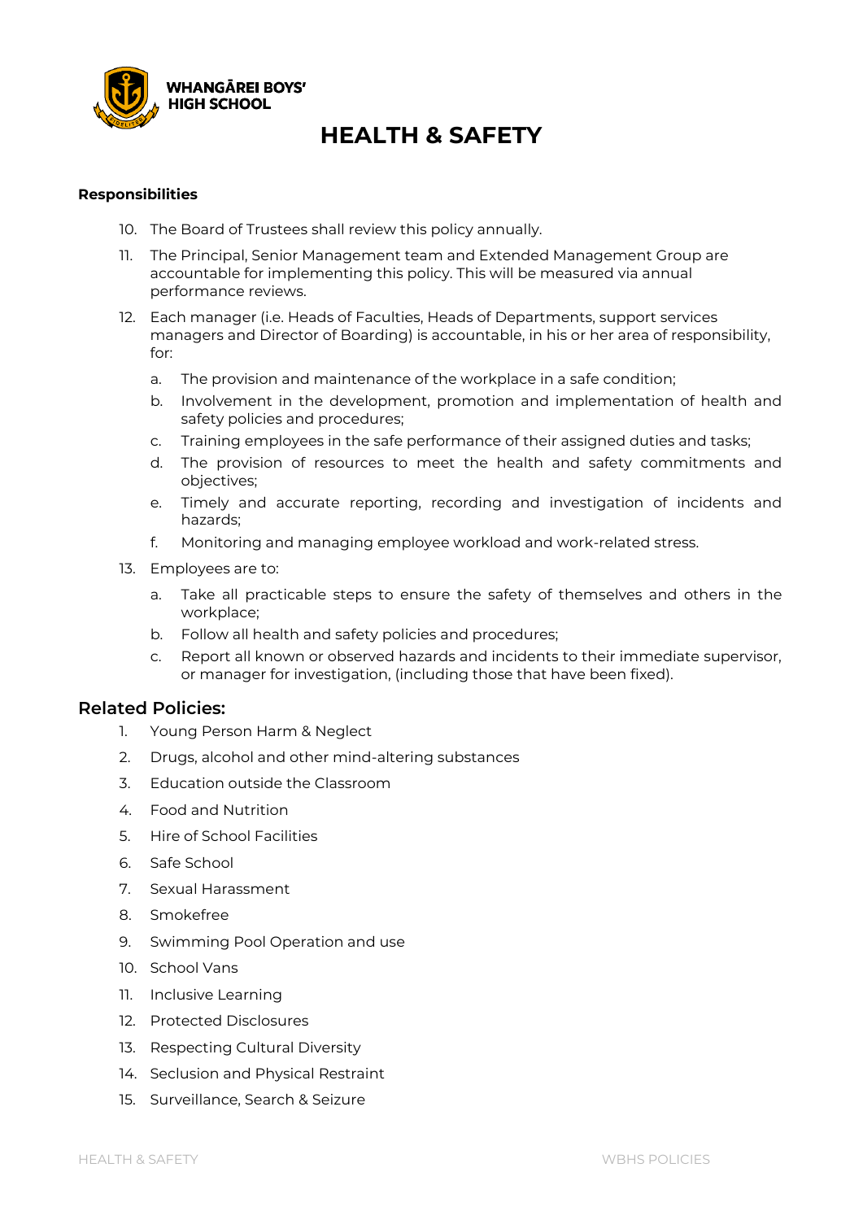# HEALTH & SAFETY

**Responsibilities**

10. The Board of Trustees shall review this policy annually.
11. The Principal, Senior Management team and Extended Management Group are accountable for implementing this policy. This will be measured via annual performance reviews.
12. Each manager (i.e. Heads of Faculties, Heads of Departments, support services managers and Director of Boarding) is accountable, in his or her area of responsibility, for:
    a. The provision and maintenance of the workplace in a safe condition;
    b. Involvement in the development, promotion and implementation of health and safety policies and procedures;
    c. Training employees in the safe performance of their assigned duties and tasks;
    d. The provision of resources to meet the health and safety commitments and objectives;
    e. Timely and accurate reporting, recording and investigation of incidents and hazards;
    f. Monitoring and managing employee workload and work-related stress.
13. Employees are to:
    a. Take all practicable steps to ensure the safety of themselves and others in the workplace;
    b. Follow all health and safety policies and procedures;
    c. Report all known or observed hazards and incidents to their immediate supervisor, or manager for investigation, (including those that have been fixed).

## Related Policies:

1. Young Person Harm & Neglect
2. Drugs, alcohol and other mind-altering substances
3. Education outside the Classroom
4. Food and Nutrition
5. Hire of School Facilities
6. Safe School
7. Sexual Harassment
8. Smokefree
9. Swimming Pool Operation and use
10. School Vans
11. Inclusive Learning
12. Protected Disclosures
13. Respecting Cultural Diversity
14. Seclusion and Physical Restraint
15. Surveillance, Search & Seizure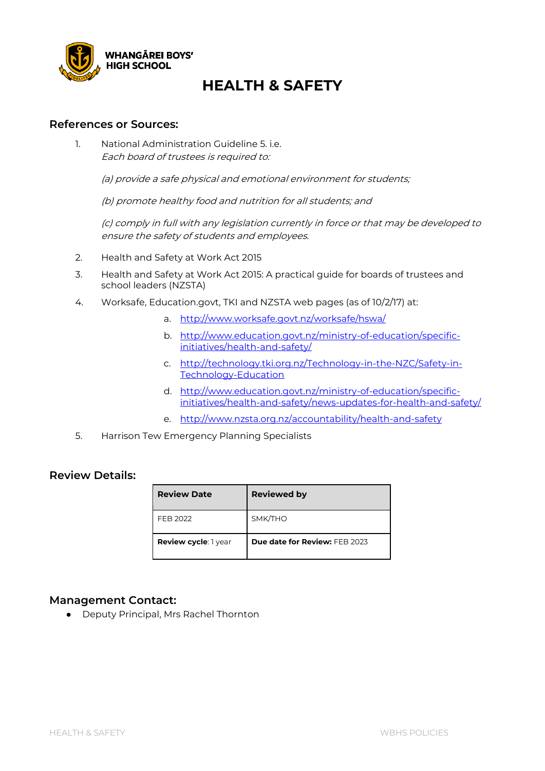WHANGĀREI BOYS' HIGH SCHOOL

# HEALTH & SAFETY

## References or Sources:

1. National Administration Guideline 5. i.e.
   *Each board of trustees is required to:*

   *(a) provide a safe physical and emotional environment for students;*

   *(b) promote healthy food and nutrition for all students; and*

   *(c) comply in full with any legislation currently in force or that may be developed to ensure the safety of students and employees.*

2. Health and Safety at Work Act 2015
3. Health and Safety at Work Act 2015: A practical guide for boards of trustees and school leaders (NZSTA)
4. Worksafe, Education.govt, TKI and NZSTA web pages (as of 10/2/17) at:
   a. http://www.worksafe.govt.nz/worksafe/hswa/
   b. http://www.education.govt.nz/ministry-of-education/specific-initiatives/health-and-safety/
   c. http://technology.tki.org.nz/Technology-in-the-NZC/Safety-in-Technology-Education
   d. http://www.education.govt.nz/ministry-of-education/specific-initiatives/health-and-safety/news-updates-for-health-and-safety/
   e. http://www.nzsta.org.nz/accountability/health-and-safety
5. Harrison Tew Emergency Planning Specialists

## Review Details:

| Review Date | Reviewed by |
|---|---|
| FEB 2022 | SMK/THO |
| **Review cycle**: 1 year | **Due date for Review:** FEB 2023 |

## Management Contact:

- Deputy Principal, Mrs Rachel Thornton